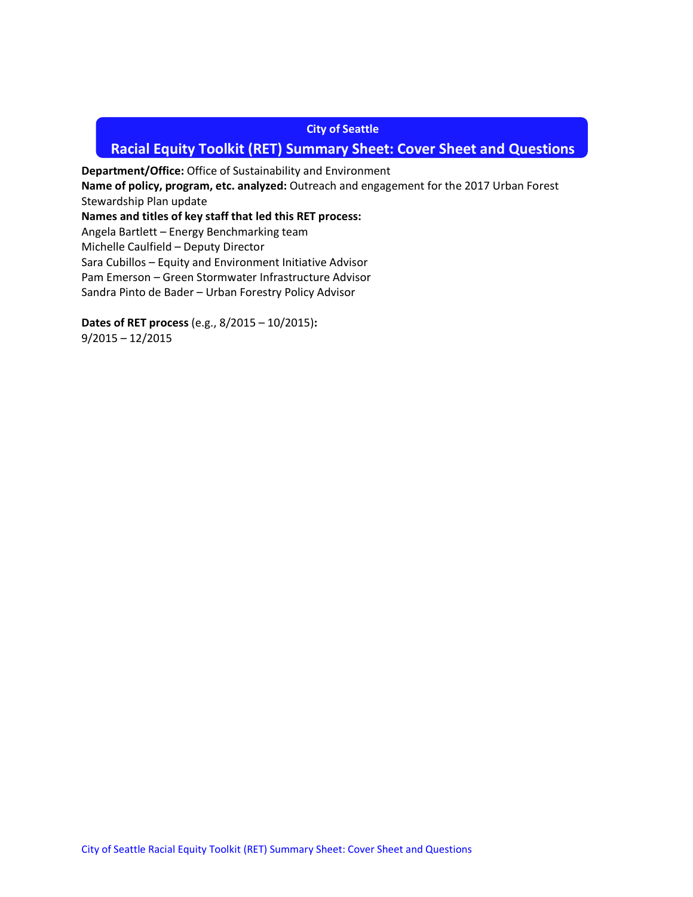**City of Seattle**

# Racial Equity Toolkit (RET) Summary Sheet: Cover Sheet and Questions

**Department/Office:** Office of Sustainability and Environment
**Name of policy, program, etc. analyzed:** Outreach and engagement for the 2017 Urban Forest Stewardship Plan update
**Names and titles of key staff that led this RET process:**
Angela Bartlett – Energy Benchmarking team
Michelle Caulfield – Deputy Director
Sara Cubillos – Equity and Environment Initiative Advisor
Pam Emerson – Green Stormwater Infrastructure Advisor
Sandra Pinto de Bader – Urban Forestry Policy Advisor

**Dates of RET process** (e.g., 8/2015 – 10/2015)**:**
9/2015 – 12/2015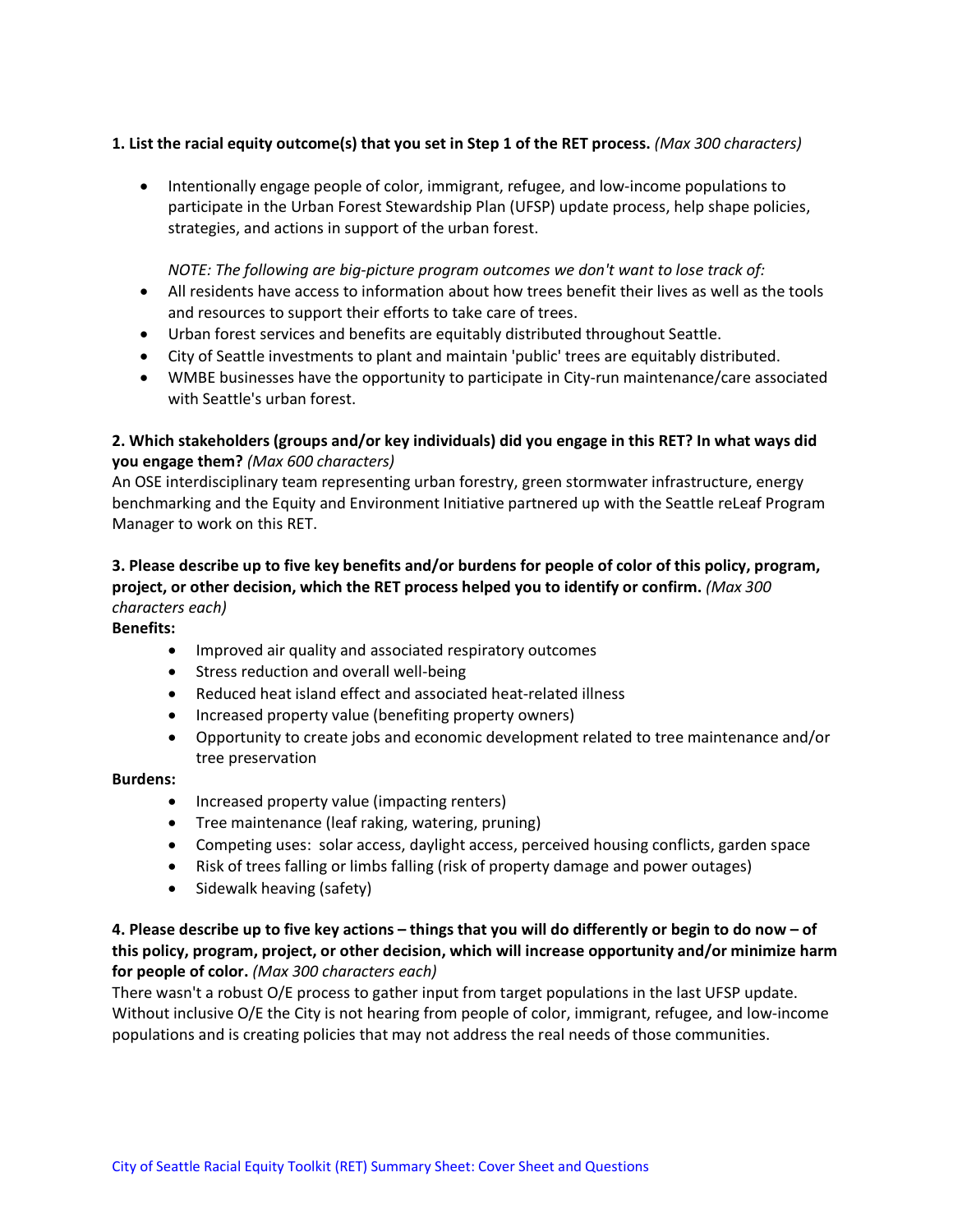**1. List the racial equity outcome(s) that you set in Step 1 of the RET process.** *(Max 300 characters)*

- Intentionally engage people of color, immigrant, refugee, and low-income populations to participate in the Urban Forest Stewardship Plan (UFSP) update process, help shape policies, strategies, and actions in support of the urban forest.

  *NOTE: The following are big-picture program outcomes we don't want to lose track of:*
- All residents have access to information about how trees benefit their lives as well as the tools and resources to support their efforts to take care of trees.
- Urban forest services and benefits are equitably distributed throughout Seattle.
- City of Seattle investments to plant and maintain 'public' trees are equitably distributed.
- WMBE businesses have the opportunity to participate in City-run maintenance/care associated with Seattle's urban forest.

**2. Which stakeholders (groups and/or key individuals) did you engage in this RET? In what ways did you engage them?** *(Max 600 characters)*
An OSE interdisciplinary team representing urban forestry, green stormwater infrastructure, energy benchmarking and the Equity and Environment Initiative partnered up with the Seattle reLeaf Program Manager to work on this RET.

**3. Please describe up to five key benefits and/or burdens for people of color of this policy, program, project, or other decision, which the RET process helped you to identify or confirm.** *(Max 300 characters each)*

**Benefits:**

- Improved air quality and associated respiratory outcomes
- Stress reduction and overall well-being
- Reduced heat island effect and associated heat-related illness
- Increased property value (benefiting property owners)
- Opportunity to create jobs and economic development related to tree maintenance and/or tree preservation

**Burdens:**

- Increased property value (impacting renters)
- Tree maintenance (leaf raking, watering, pruning)
- Competing uses: solar access, daylight access, perceived housing conflicts, garden space
- Risk of trees falling or limbs falling (risk of property damage and power outages)
- Sidewalk heaving (safety)

**4. Please describe up to five key actions – things that you will do differently or begin to do now – of this policy, program, project, or other decision, which will increase opportunity and/or minimize harm for people of color.** *(Max 300 characters each)*
There wasn't a robust O/E process to gather input from target populations in the last UFSP update. Without inclusive O/E the City is not hearing from people of color, immigrant, refugee, and low-income populations and is creating policies that may not address the real needs of those communities.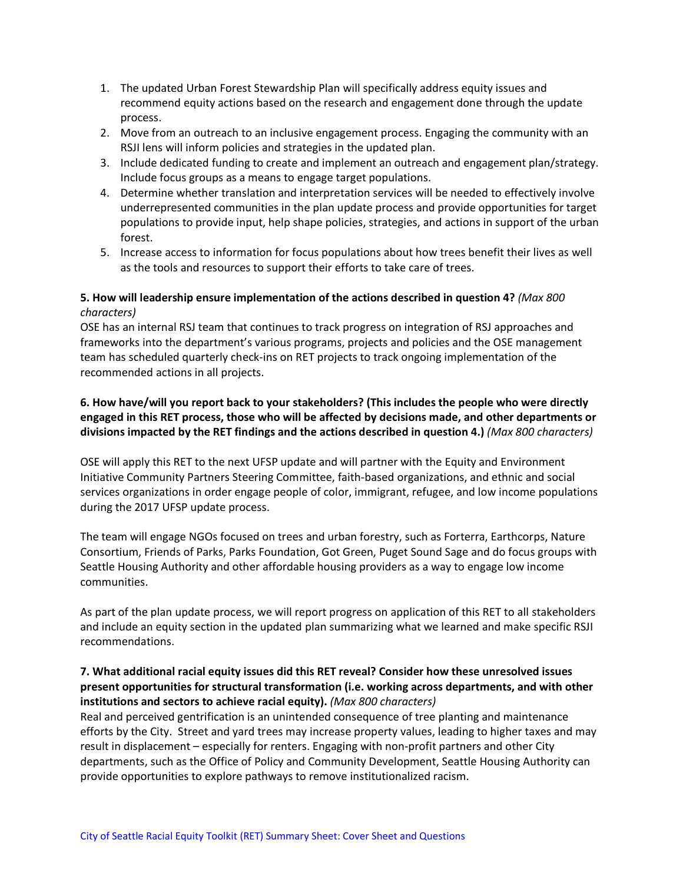1. The updated Urban Forest Stewardship Plan will specifically address equity issues and recommend equity actions based on the research and engagement done through the update process.
2. Move from an outreach to an inclusive engagement process. Engaging the community with an RSJI lens will inform policies and strategies in the updated plan.
3. Include dedicated funding to create and implement an outreach and engagement plan/strategy. Include focus groups as a means to engage target populations.
4. Determine whether translation and interpretation services will be needed to effectively involve underrepresented communities in the plan update process and provide opportunities for target populations to provide input, help shape policies, strategies, and actions in support of the urban forest.
5. Increase access to information for focus populations about how trees benefit their lives as well as the tools and resources to support their efforts to take care of trees.

**5. How will leadership ensure implementation of the actions described in question 4?** *(Max 800 characters)*

OSE has an internal RSJ team that continues to track progress on integration of RSJ approaches and frameworks into the department's various programs, projects and policies and the OSE management team has scheduled quarterly check-ins on RET projects to track ongoing implementation of the recommended actions in all projects.

**6. How have/will you report back to your stakeholders? (This includes the people who were directly engaged in this RET process, those who will be affected by decisions made, and other departments or divisions impacted by the RET findings and the actions described in question 4.)** *(Max 800 characters)*

OSE will apply this RET to the next UFSP update and will partner with the Equity and Environment Initiative Community Partners Steering Committee, faith-based organizations, and ethnic and social services organizations in order engage people of color, immigrant, refugee, and low income populations during the 2017 UFSP update process.

The team will engage NGOs focused on trees and urban forestry, such as Forterra, Earthcorps, Nature Consortium, Friends of Parks, Parks Foundation, Got Green, Puget Sound Sage and do focus groups with Seattle Housing Authority and other affordable housing providers as a way to engage low income communities.

As part of the plan update process, we will report progress on application of this RET to all stakeholders and include an equity section in the updated plan summarizing what we learned and make specific RSJI recommendations.

**7. What additional racial equity issues did this RET reveal? Consider how these unresolved issues present opportunities for structural transformation (i.e. working across departments, and with other institutions and sectors to achieve racial equity).** *(Max 800 characters)*

Real and perceived gentrification is an unintended consequence of tree planting and maintenance efforts by the City. Street and yard trees may increase property values, leading to higher taxes and may result in displacement – especially for renters. Engaging with non-profit partners and other City departments, such as the Office of Policy and Community Development, Seattle Housing Authority can provide opportunities to explore pathways to remove institutionalized racism.